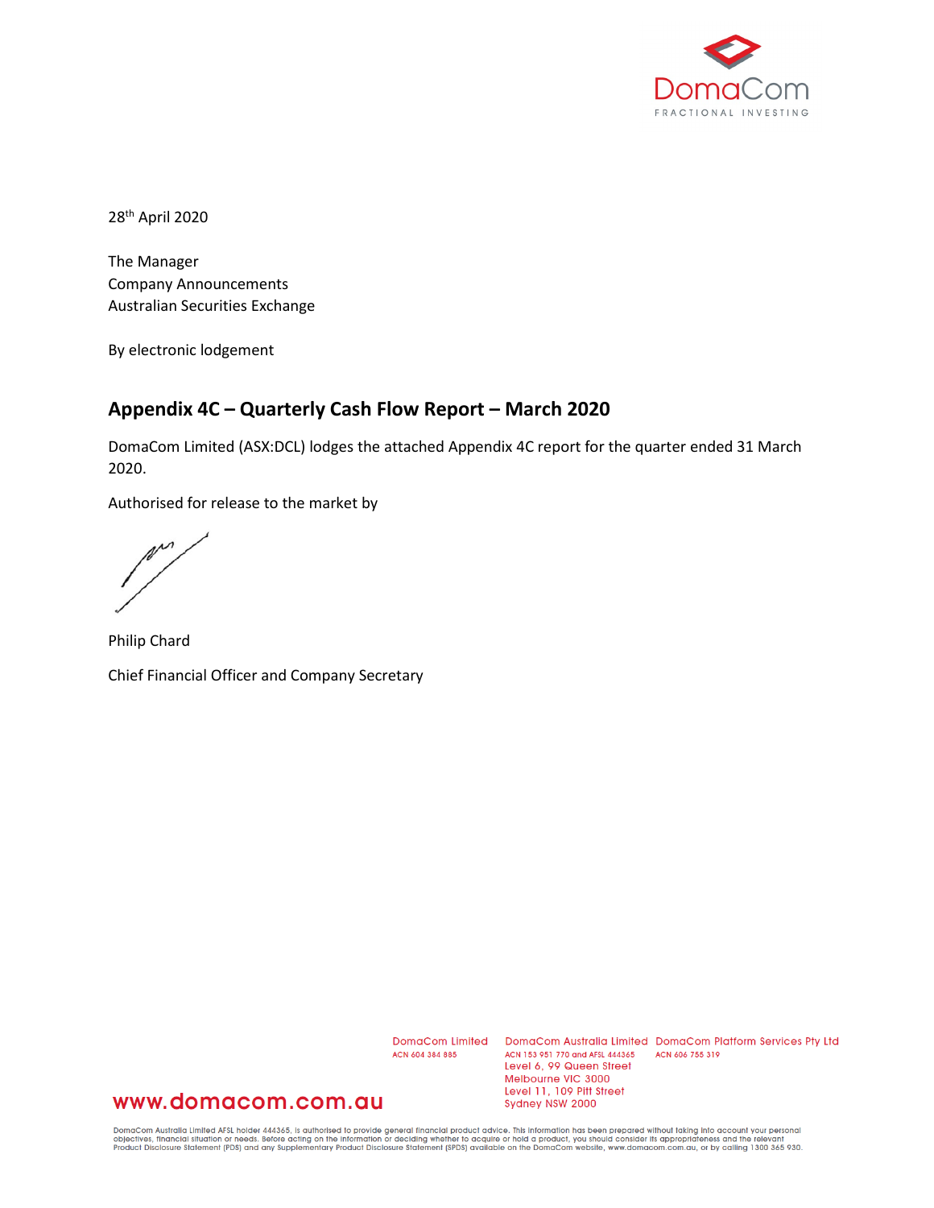DomaCom
FRACTIONAL INVESTING

28th April 2020

The Manager
Company Announcements
Australian Securities Exchange

By electronic lodgement

## Appendix 4C – Quarterly Cash Flow Report – March 2020

DomaCom Limited (ASX:DCL) lodges the attached Appendix 4C report for the quarter ended 31 March 2020.

Authorised for release to the market by

Philip Chard

Chief Financial Officer and Company Secretary

DomaCom Limited
ACN 604 384 885

DomaCom Australia Limited
ACN 153 951 770 and AFSL 444365
Level 6, 99 Queen Street
Melbourne VIC 3000
Level 11, 109 Pitt Street
Sydney NSW 2000

DomaCom Platform Services Pty Ltd
ACN 606 755 319

www.domacom.com.au

DomaCom Australia Limited AFSL holder 444365, is authorised to provide general financial product advice. This information has been prepared without taking into account your personal objectives, financial situation or needs. Before acting on the information or deciding whether to acquire or hold a product, you should consider its appropriateness and the relevant Product Disclosure Statement (PDS) and any Supplementary Product Disclosure Statement (SPDS) available on the DomaCom website, www.domacom.com.au, or by calling 1300 365 930.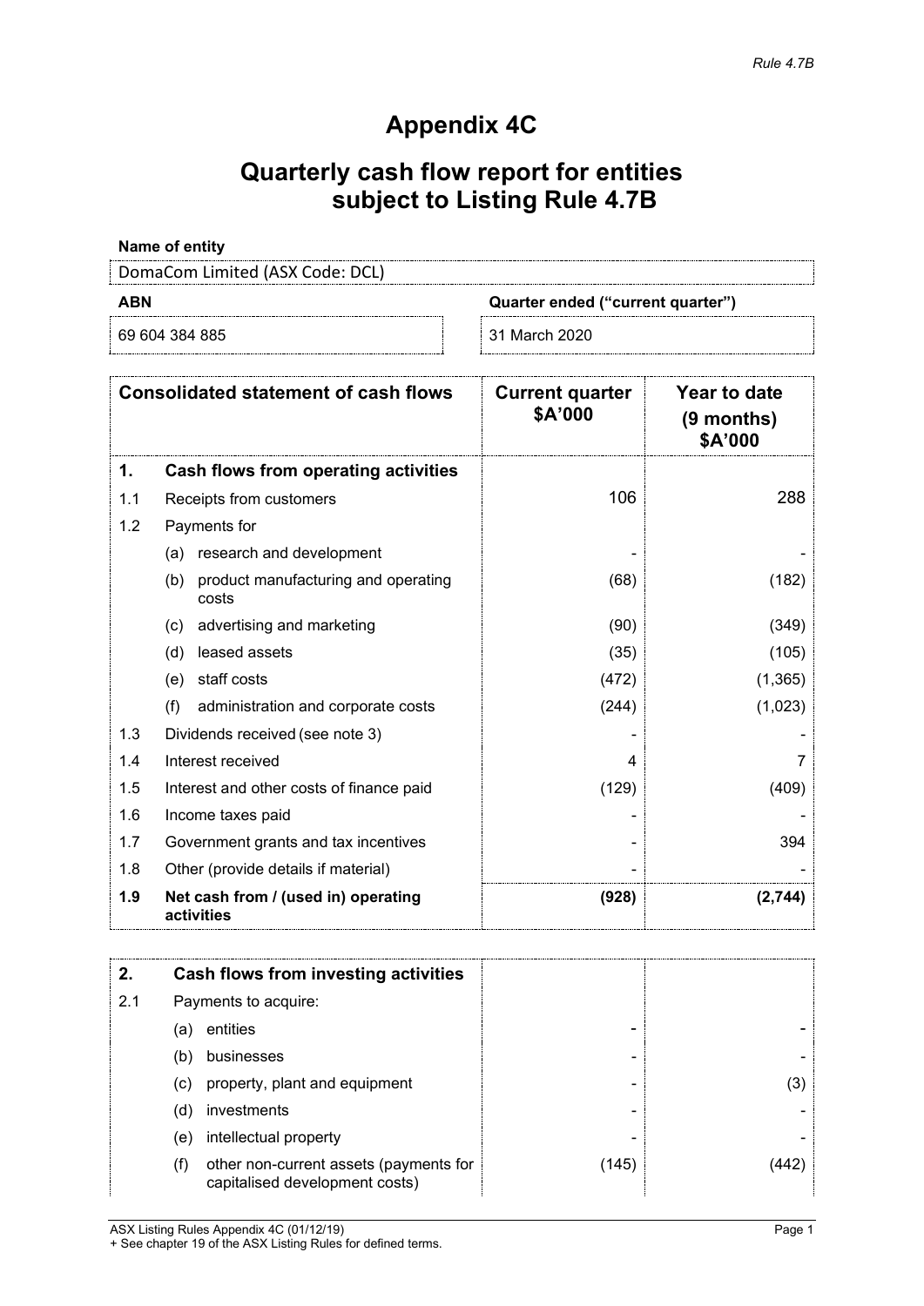*Rule 4.7B*

# Appendix 4C

## Quarterly cash flow report for entities subject to Listing Rule 4.7B

**Name of entity**

DomaCom Limited (ASX Code: DCL)

| **ABN** | **Quarter ended ("current quarter")** |
|---|---|
| 69 604 384 885 | 31 March 2020 |

| | **Consolidated statement of cash flows** | **Current quarter $A'000** | **Year to date (9 months) $A'000** |
|---|---|---|---|
| **1.** | **Cash flows from operating activities** | | |
| 1.1 | Receipts from customers | 106 | 288 |
| 1.2 | Payments for | | |
| | (a) research and development | - | - |
| | (b) product manufacturing and operating costs | (68) | (182) |
| | (c) advertising and marketing | (90) | (349) |
| | (d) leased assets | (35) | (105) |
| | (e) staff costs | (472) | (1,365) |
| | (f) administration and corporate costs | (244) | (1,023) |
| 1.3 | Dividends received (see note 3) | - | - |
| 1.4 | Interest received | 4 | 7 |
| 1.5 | Interest and other costs of finance paid | (129) | (409) |
| 1.6 | Income taxes paid | - | - |
| 1.7 | Government grants and tax incentives | - | 394 |
| 1.8 | Other (provide details if material) | - | - |
| **1.9** | **Net cash from / (used in) operating activities** | **(928)** | **(2,744)** |

| | | | |
|---|---|---|---|
| **2.** | **Cash flows from investing activities** | | |
| 2.1 | Payments to acquire: | | |
| | (a) entities | - | - |
| | (b) businesses | - | - |
| | (c) property, plant and equipment | - | (3) |
| | (d) investments | - | - |
| | (e) intellectual property | - | - |
| | (f) other non-current assets (payments for capitalised development costs) | (145) | (442) |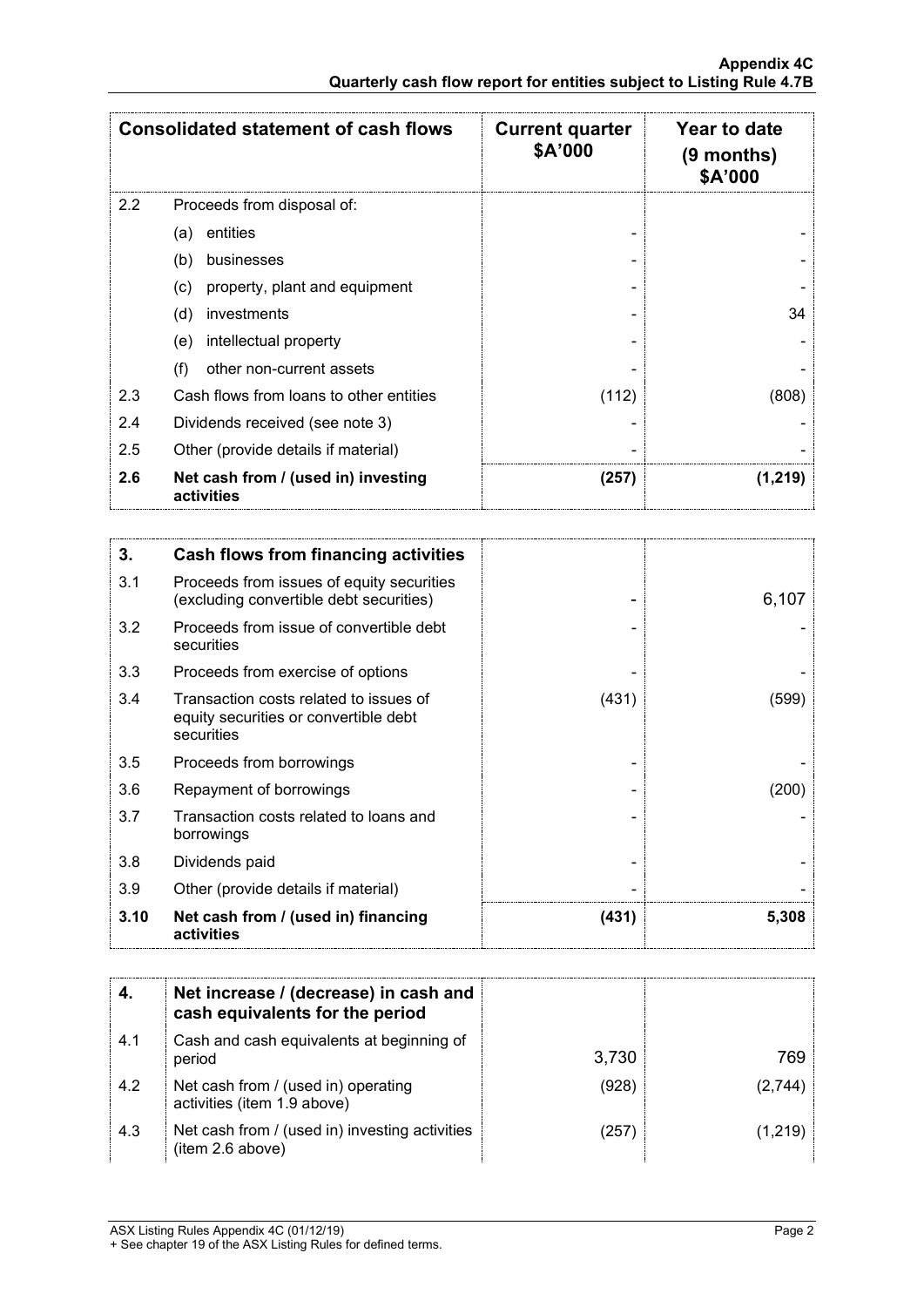| Consolidated statement of cash flows | | Current quarter $A'000 | Year to date (9 months) $A'000 |
|---|---|---|---|
| 2.2 | Proceeds from disposal of: | | |
| | (a) entities | - | - |
| | (b) businesses | - | - |
| | (c) property, plant and equipment | - | - |
| | (d) investments | - | 34 |
| | (e) intellectual property | - | - |
| | (f) other non-current assets | - | - |
| 2.3 | Cash flows from loans to other entities | (112) | (808) |
| 2.4 | Dividends received (see note 3) | - | - |
| 2.5 | Other (provide details if material) | - | - |
| **2.6** | **Net cash from / (used in) investing activities** | **(257)** | **(1,219)** |

| **3.** | **Cash flows from financing activities** | | |
|---|---|---|---|
| 3.1 | Proceeds from issues of equity securities (excluding convertible debt securities) | - | 6,107 |
| 3.2 | Proceeds from issue of convertible debt securities | - | - |
| 3.3 | Proceeds from exercise of options | - | - |
| 3.4 | Transaction costs related to issues of equity securities or convertible debt securities | (431) | (599) |
| 3.5 | Proceeds from borrowings | - | - |
| 3.6 | Repayment of borrowings | - | (200) |
| 3.7 | Transaction costs related to loans and borrowings | - | - |
| 3.8 | Dividends paid | - | - |
| 3.9 | Other (provide details if material) | - | - |
| **3.10** | **Net cash from / (used in) financing activities** | **(431)** | **5,308** |

| **4.** | **Net increase / (decrease) in cash and cash equivalents for the period** | | |
|---|---|---|---|
| 4.1 | Cash and cash equivalents at beginning of period | 3,730 | 769 |
| 4.2 | Net cash from / (used in) operating activities (item 1.9 above) | (928) | (2,744) |
| 4.3 | Net cash from / (used in) investing activities (item 2.6 above) | (257) | (1,219) |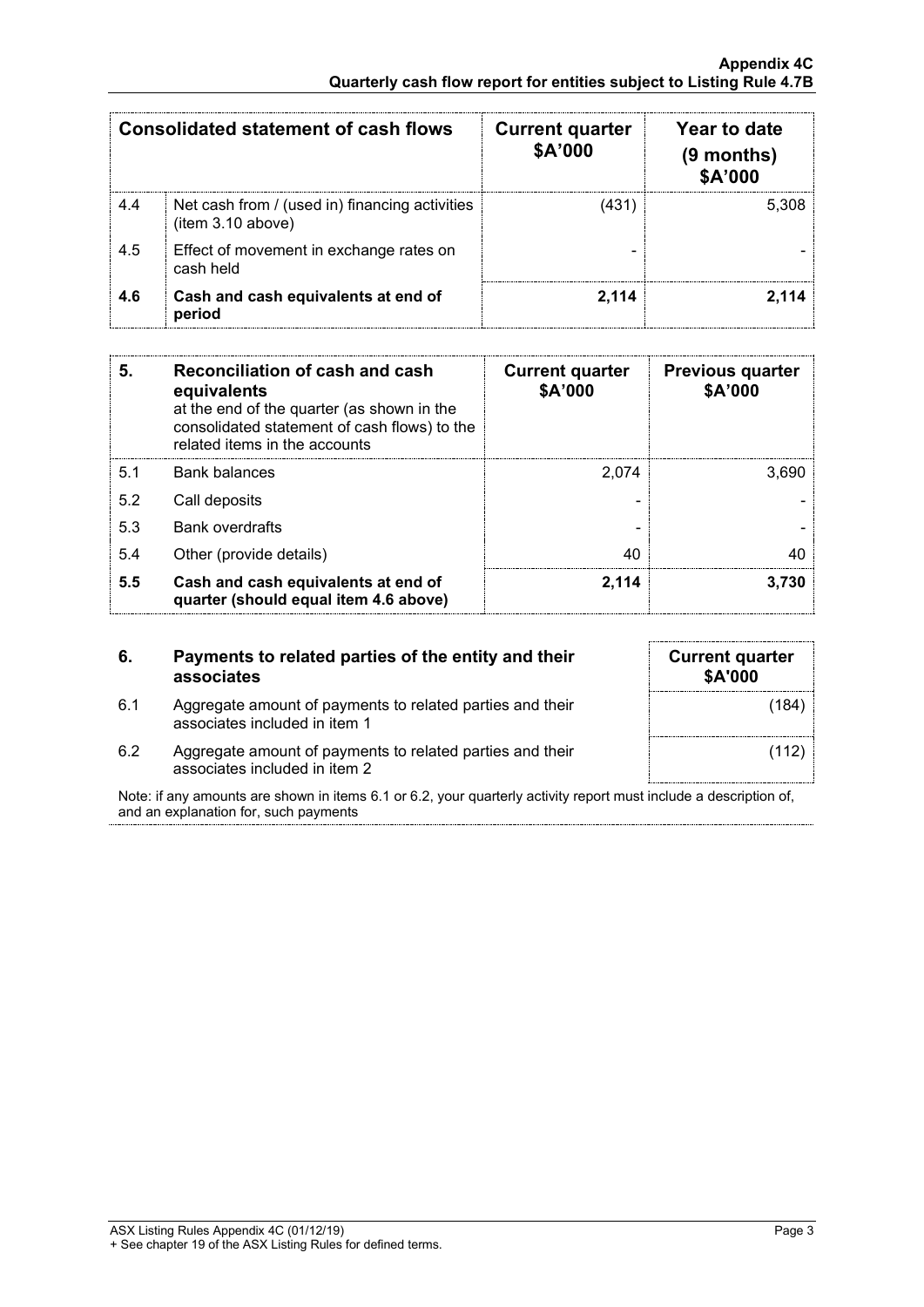| Consolidated statement of cash flows | | Current quarter $A'000 | Year to date (9 months) $A'000 |
|---|---|---|---|
| 4.4 | Net cash from / (used in) financing activities (item 3.10 above) | (431) | 5,308 |
| 4.5 | Effect of movement in exchange rates on cash held | - | - |
| **4.6** | **Cash and cash equivalents at end of period** | **2,114** | **2,114** |

| **5.** | **Reconciliation of cash and cash equivalents** at the end of the quarter (as shown in the consolidated statement of cash flows) to the related items in the accounts | **Current quarter $A'000** | **Previous quarter $A'000** |
|---|---|---|---|
| 5.1 | Bank balances | 2,074 | 3,690 |
| 5.2 | Call deposits | - | - |
| 5.3 | Bank overdrafts | - | - |
| 5.4 | Other (provide details) | 40 | 40 |
| **5.5** | **Cash and cash equivalents at end of quarter (should equal item 4.6 above)** | **2,114** | **3,730** |

| **6.** | **Payments to related parties of the entity and their associates** | **Current quarter $A'000** |
|---|---|---|
| 6.1 | Aggregate amount of payments to related parties and their associates included in item 1 | (184) |
| 6.2 | Aggregate amount of payments to related parties and their associates included in item 2 | (112) |

Note: if any amounts are shown in items 6.1 or 6.2, your quarterly activity report must include a description of, and an explanation for, such payments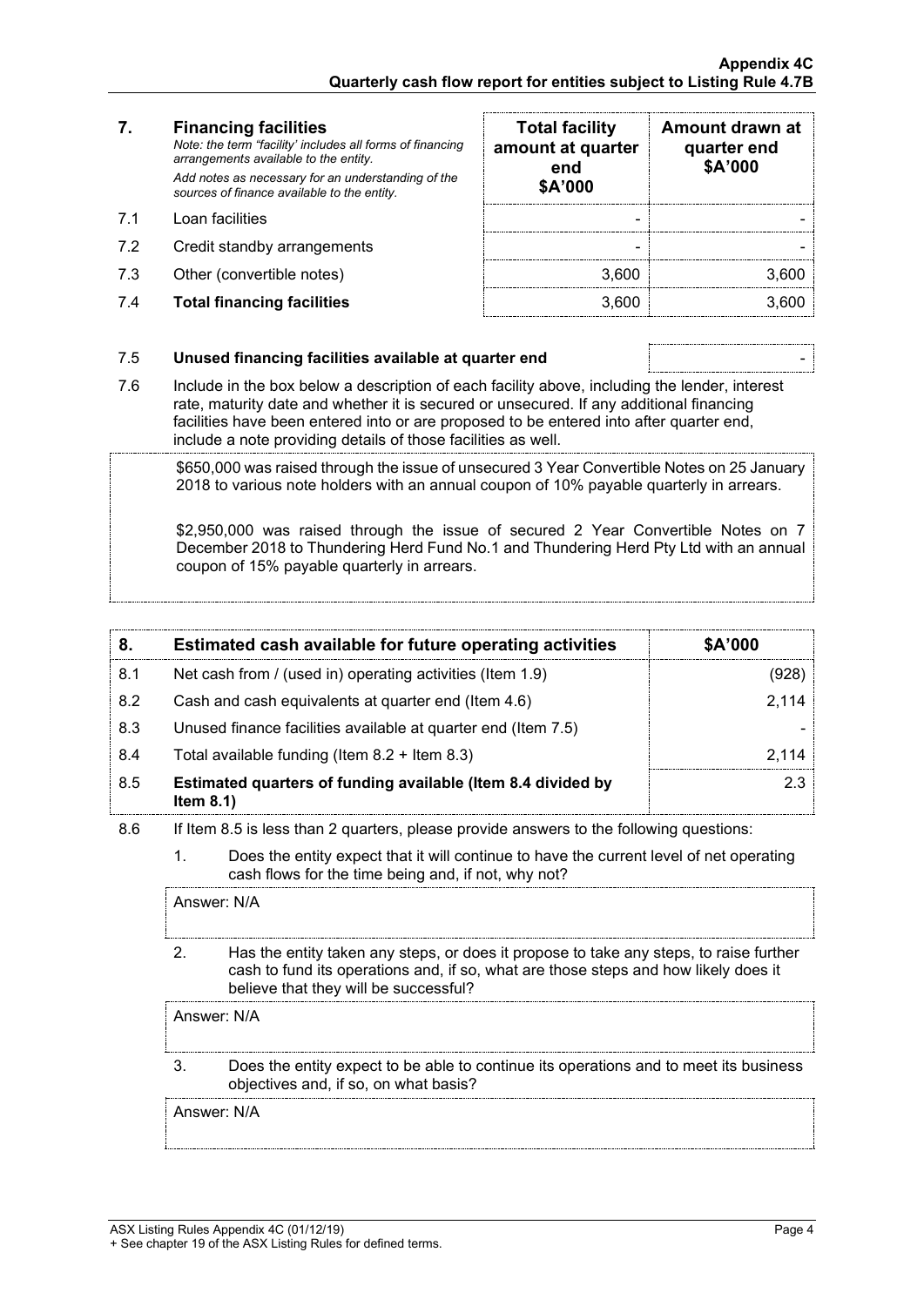| 7. | **Financing facilities**<br>*Note: the term "facility' includes all forms of financing arrangements available to the entity.*<br>*Add notes as necessary for an understanding of the sources of finance available to the entity.* | **Total facility amount at quarter end**<br>**$A'000** | **Amount drawn at quarter end**<br>**$A'000** |
|---|---|---|---|
| 7.1 | Loan facilities | - | - |
| 7.2 | Credit standby arrangements | - | - |
| 7.3 | Other (convertible notes) | 3,600 | 3,600 |
| 7.4 | **Total financing facilities** | 3,600 | 3,600 |

| | | |
|---|---|---|
| 7.5 | **Unused financing facilities available at quarter end** | - |

7.6 Include in the box below a description of each facility above, including the lender, interest rate, maturity date and whether it is secured or unsecured. If any additional financing facilities have been entered into or are proposed to be entered into after quarter end, include a note providing details of those facilities as well.

> $650,000 was raised through the issue of unsecured 3 Year Convertible Notes on 25 January 2018 to various note holders with an annual coupon of 10% payable quarterly in arrears.
>
> $2,950,000 was raised through the issue of secured 2 Year Convertible Notes on 7 December 2018 to Thundering Herd Fund No.1 and Thundering Herd Pty Ltd with an annual coupon of 15% payable quarterly in arrears.

| 8. | **Estimated cash available for future operating activities** | **$A'000** |
|---|---|---|
| 8.1 | Net cash from / (used in) operating activities (Item 1.9) | (928) |
| 8.2 | Cash and cash equivalents at quarter end (Item 4.6) | 2,114 |
| 8.3 | Unused finance facilities available at quarter end (Item 7.5) | - |
| 8.4 | Total available funding (Item 8.2 + Item 8.3) | 2,114 |
| 8.5 | **Estimated quarters of funding available (Item 8.4 divided by Item 8.1)** | 2.3 |

8.6 If Item 8.5 is less than 2 quarters, please provide answers to the following questions:

1. Does the entity expect that it will continue to have the current level of net operating cash flows for the time being and, if not, why not?

   Answer: N/A

2. Has the entity taken any steps, or does it propose to take any steps, to raise further cash to fund its operations and, if so, what are those steps and how likely does it believe that they will be successful?

   Answer: N/A

3. Does the entity expect to be able to continue its operations and to meet its business objectives and, if so, on what basis?

   Answer: N/A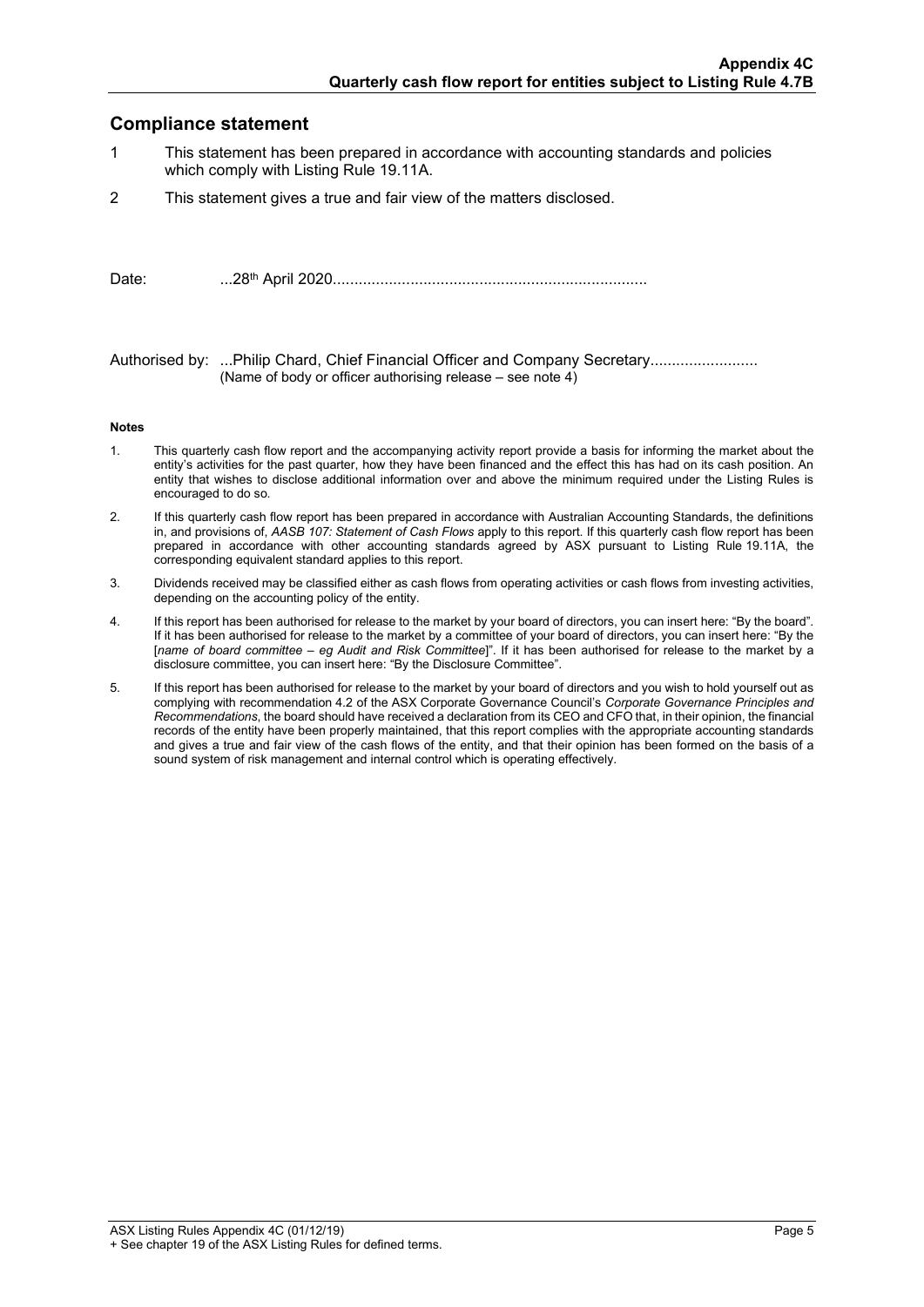## Compliance statement

1. This statement has been prepared in accordance with accounting standards and policies which comply with Listing Rule 19.11A.
2. This statement gives a true and fair view of the matters disclosed.

Date: ...28th April 2020.........................................................................

Authorised by: ...Philip Chard, Chief Financial Officer and Company Secretary.........................
(Name of body or officer authorising release – see note 4)

**Notes**

1. This quarterly cash flow report and the accompanying activity report provide a basis for informing the market about the entity's activities for the past quarter, how they have been financed and the effect this has had on its cash position. An entity that wishes to disclose additional information over and above the minimum required under the Listing Rules is encouraged to do so.
2. If this quarterly cash flow report has been prepared in accordance with Australian Accounting Standards, the definitions in, and provisions of, *AASB 107: Statement of Cash Flows* apply to this report. If this quarterly cash flow report has been prepared in accordance with other accounting standards agreed by ASX pursuant to Listing Rule 19.11A, the corresponding equivalent standard applies to this report.
3. Dividends received may be classified either as cash flows from operating activities or cash flows from investing activities, depending on the accounting policy of the entity.
4. If this report has been authorised for release to the market by your board of directors, you can insert here: "By the board". If it has been authorised for release to the market by a committee of your board of directors, you can insert here: "By the [*name of board committee – eg Audit and Risk Committee*]". If it has been authorised for release to the market by a disclosure committee, you can insert here: "By the Disclosure Committee".
5. If this report has been authorised for release to the market by your board of directors and you wish to hold yourself out as complying with recommendation 4.2 of the ASX Corporate Governance Council's *Corporate Governance Principles and Recommendations*, the board should have received a declaration from its CEO and CFO that, in their opinion, the financial records of the entity have been properly maintained, that this report complies with the appropriate accounting standards and gives a true and fair view of the cash flows of the entity, and that their opinion has been formed on the basis of a sound system of risk management and internal control which is operating effectively.